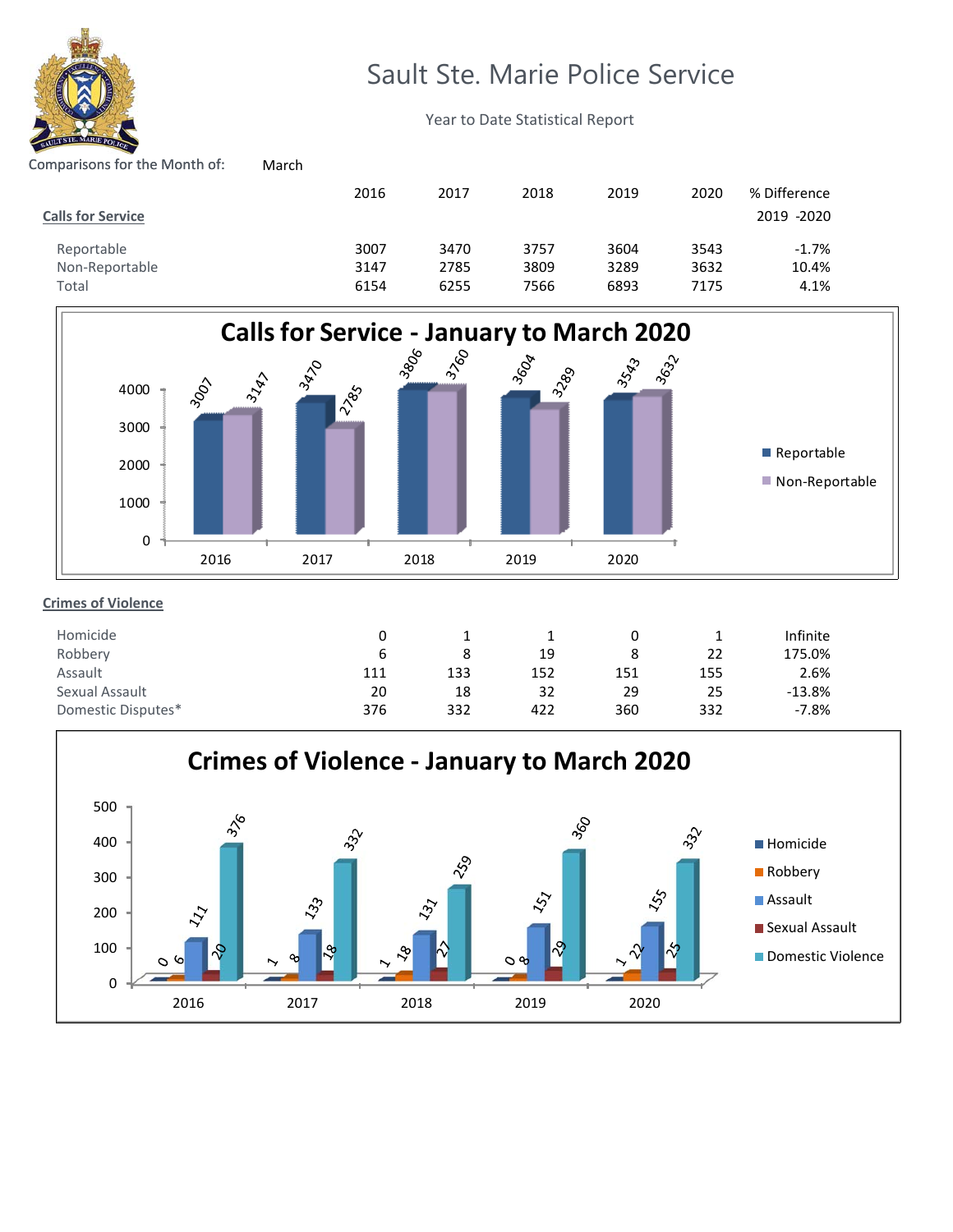# Sault Ste. Marie Police Service

Year to Date Statistical Report

Comparisons for the Month of: March

| **Calls for Service** | 2016 | 2017 | 2018 | 2019 | 2020 | % Difference 2019 -2020 |
|---|---|---|---|---|---|---|
| Reportable | 3007 | 3470 | 3757 | 3604 | 3543 | -1.7% |
| Non-Reportable | 3147 | 2785 | 3809 | 3289 | 3632 | 10.4% |
| Total | 6154 | 6255 | 7566 | 6893 | 7175 | 4.1% |

**Calls for Service - January to March 2020**

| | 2016 | 2017 | 2018 | 2019 | 2020 |
|---|---|---|---|---|---|
| Reportable | 3007 | 3470 | 3806 | 3604 | 3543 |
| Non-Reportable | 3147 | 2785 | 3760 | 3289 | 3632 |

| **Crimes of Violence** | 2016 | 2017 | 2018 | 2019 | 2020 | % Difference 2019 -2020 |
|---|---|---|---|---|---|---|
| Homicide | 0 | 1 | 1 | 0 | 1 | Infinite |
| Robbery | 6 | 8 | 19 | 8 | 22 | 175.0% |
| Assault | 111 | 133 | 152 | 151 | 155 | 2.6% |
| Sexual Assault | 20 | 18 | 32 | 29 | 25 | -13.8% |
| Domestic Disputes* | 376 | 332 | 422 | 360 | 332 | -7.8% |

**Crimes of Violence - January to March 2020**

| | 2016 | 2017 | 2018 | 2019 | 2020 |
|---|---|---|---|---|---|
| Homicide | 0 | 1 | 1 | 0 | 1 |
| Robbery | 6 | 8 | 18 | 8 | 22 |
| Assault | 111 | 133 | 131 | 151 | 155 |
| Sexual Assault | 20 | 18 | 27 | 29 | 25 |
| Domestic Violence | 376 | 332 | 259 | 360 | 332 |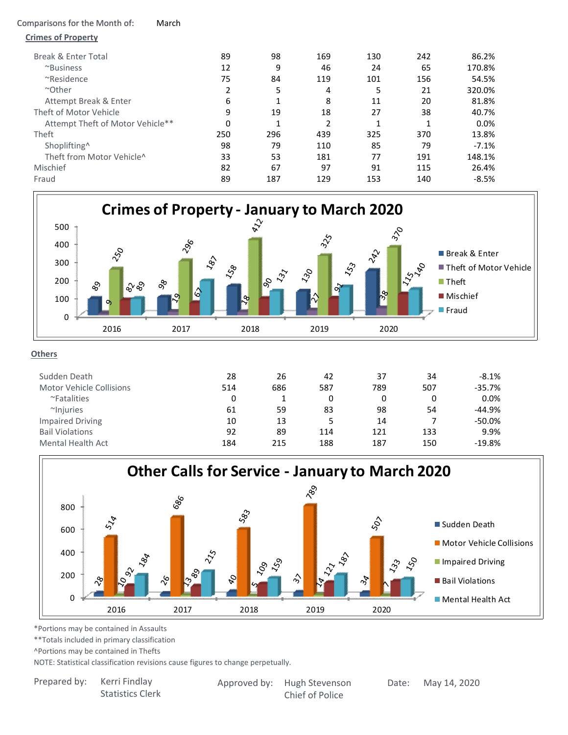Comparisons for the Month of: March

**Crimes of Property**

| | | | | | | |
|---|---|---|---|---|---|---|
| Break & Enter Total | 89 | 98 | 169 | 130 | 242 | 86.2% |
| ~Business | 12 | 9 | 46 | 24 | 65 | 170.8% |
| ~Residence | 75 | 84 | 119 | 101 | 156 | 54.5% |
| ~Other | 2 | 5 | 4 | 5 | 21 | 320.0% |
| Attempt Break & Enter | 6 | 1 | 8 | 11 | 20 | 81.8% |
| Theft of Motor Vehicle | 9 | 19 | 18 | 27 | 38 | 40.7% |
| Attempt Theft of Motor Vehicle** | 0 | 1 | 2 | 1 | 1 | 0.0% |
| Theft | 250 | 296 | 439 | 325 | 370 | 13.8% |
| Shoplifting^ | 98 | 79 | 110 | 85 | 79 | -7.1% |
| Theft from Motor Vehicle^ | 33 | 53 | 181 | 77 | 191 | 148.1% |
| Mischief | 82 | 67 | 97 | 91 | 115 | 26.4% |
| Fraud | 89 | 187 | 129 | 153 | 140 | -8.5% |

Crimes of Property - January to March 2020

500
400
300
200
100
0

2016: 89, 9, 250, 82, 89
2017: 98, 19, 296, 67, 187
2018: 158, 18, 412, 90, 131
2019: 130, 27, 325, 91, 153
2020: 242, 38, 370, 115, 140

Break & Enter
Theft of Motor Vehicle
Theft
Mischief
Fraud

**Others**

| | | | | | | |
|---|---|---|---|---|---|---|
| Sudden Death | 28 | 26 | 42 | 37 | 34 | -8.1% |
| Motor Vehicle Collisions | 514 | 686 | 587 | 789 | 507 | -35.7% |
| ~Fatalities | 0 | 1 | 0 | 0 | 0 | 0.0% |
| ~Injuries | 61 | 59 | 83 | 98 | 54 | -44.9% |
| Impaired Driving | 10 | 13 | 5 | 14 | 7 | -50.0% |
| Bail Violations | 92 | 89 | 114 | 121 | 133 | 9.9% |
| Mental Health Act | 184 | 215 | 188 | 187 | 150 | -19.8% |

Other Calls for Service - January to March 2020

800
600
400
200
0

2016: 28, 514, 10, 92, 184
2017: 26, 686, 13, 89, 215
2018: 40, 583, 5, 109, 159
2019: 37, 789, 14, 121, 187
2020: 34, 507, 7, 133, 150

Sudden Death
Motor Vehicle Collisions
Impaired Driving
Bail Violations
Mental Health Act

*Portions may be contained in Assaults
**Totals included in primary classification
^Portions may be contained in Thefts
NOTE: Statistical classification revisions cause figures to change perpetually.

Prepared by: Kerri Findlay, Statistics Clerk
Approved by: Hugh Stevenson, Chief of Police
Date: May 14, 2020